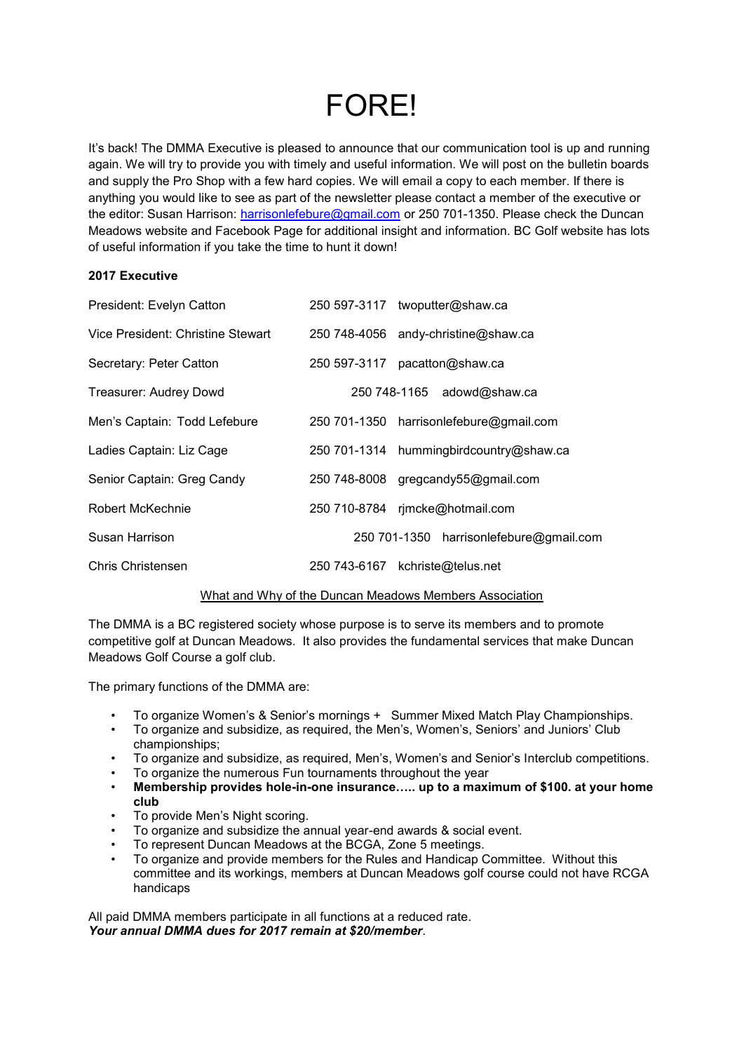# FORE!

It's back! The DMMA Executive is pleased to announce that our communication tool is up and running again. We will try to provide you with timely and useful information. We will post on the bulletin boards and supply the Pro Shop with a few hard copies. We will email a copy to each member. If there is anything you would like to see as part of the newsletter please contact a member of the executive or the editor: Susan Harrison: harrisonlefebure@gmail.com or 250 701-1350. Please check the Duncan Meadows website and Facebook Page for additional insight and information. BC Golf website has lots of useful information if you take the time to hunt it down!

**2017 Executive**

| | | |
|---|---|---|
| President: Evelyn Catton | 250 597-3117 | twoputter@shaw.ca |
| Vice President: Christine Stewart | 250 748-4056 | andy-christine@shaw.ca |
| Secretary: Peter Catton | 250 597-3117 | pacatton@shaw.ca |
| Treasurer: Audrey Dowd | 250 748-1165 | adowd@shaw.ca |
| Men's Captain: Todd Lefebure | 250 701-1350 | harrisonlefebure@gmail.com |
| Ladies Captain: Liz Cage | 250 701-1314 | hummingbirdcountry@shaw.ca |
| Senior Captain: Greg Candy | 250 748-8008 | gregcandy55@gmail.com |
| Robert McKechnie | 250 710-8784 | rjmcke@hotmail.com |
| Susan Harrison | 250 701-1350 | harrisonlefebure@gmail.com |
| Chris Christensen | 250 743-6167 | kchriste@telus.net |

<u>What and Why of the Duncan Meadows Members Association</u>

The DMMA is a BC registered society whose purpose is to serve its members and to promote competitive golf at Duncan Meadows. It also provides the fundamental services that make Duncan Meadows Golf Course a golf club.

The primary functions of the DMMA are:

- To organize Women's & Senior's mornings + Summer Mixed Match Play Championships.
- To organize and subsidize, as required, the Men's, Women's, Seniors' and Juniors' Club championships;
- To organize and subsidize, as required, Men's, Women's and Senior's Interclub competitions.
- To organize the numerous Fun tournaments throughout the year
- **Membership provides hole-in-one insurance….. up to a maximum of $100. at your home club**
- To provide Men's Night scoring.
- To organize and subsidize the annual year-end awards & social event.
- To represent Duncan Meadows at the BCGA, Zone 5 meetings.
- To organize and provide members for the Rules and Handicap Committee. Without this committee and its workings, members at Duncan Meadows golf course could not have RCGA handicaps

All paid DMMA members participate in all functions at a reduced rate.
***Your annual DMMA dues for 2017 remain at $20/member***.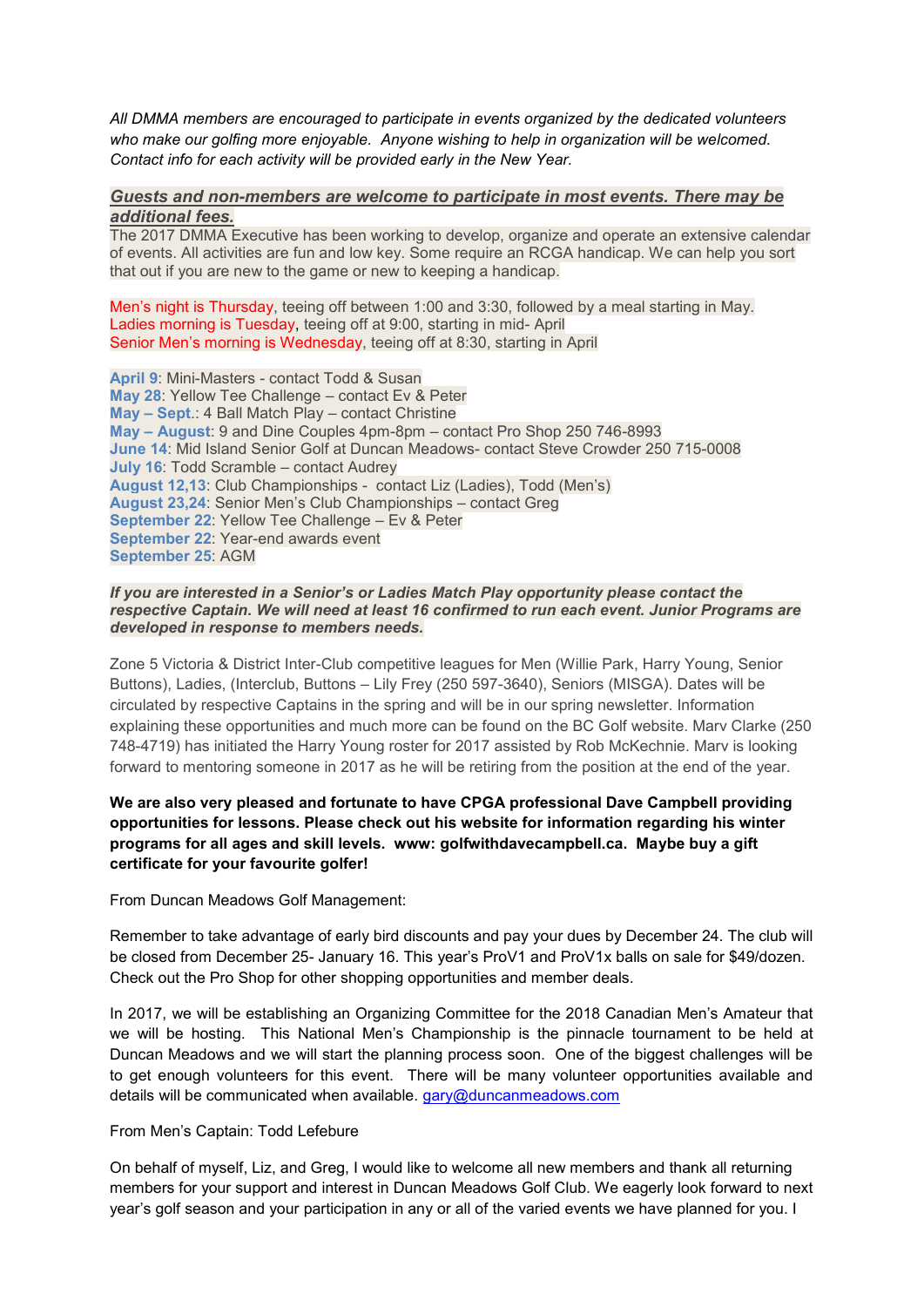*All DMMA members are encouraged to participate in events organized by the dedicated volunteers who make our golfing more enjoyable. Anyone wishing to help in organization will be welcomed. Contact info for each activity will be provided early in the New Year.*

***Guests and non-members are welcome to participate in most events. There may be additional fees.***

The 2017 DMMA Executive has been working to develop, organize and operate an extensive calendar of events. All activities are fun and low key. Some require an RCGA handicap. We can help you sort that out if you are new to the game or new to keeping a handicap.

Men's night is Thursday, teeing off between 1:00 and 3:30, followed by a meal starting in May.
Ladies morning is Tuesday, teeing off at 9:00, starting in mid- April
Senior Men's morning is Wednesday, teeing off at 8:30, starting in April

**April 9**: Mini-Masters - contact Todd & Susan
**May 28**: Yellow Tee Challenge – contact Ev & Peter
**May – Sept.**: 4 Ball Match Play – contact Christine
**May – August**: 9 and Dine Couples 4pm-8pm – contact Pro Shop 250 746-8993
**June 14**: Mid Island Senior Golf at Duncan Meadows- contact Steve Crowder 250 715-0008
**July 16**: Todd Scramble – contact Audrey
**August 12,13**: Club Championships - contact Liz (Ladies), Todd (Men's)
**August 23,24**: Senior Men's Club Championships – contact Greg
**September 22**: Yellow Tee Challenge – Ev & Peter
**September 22**: Year-end awards event
**September 25**: AGM

***If you are interested in a Senior's or Ladies Match Play opportunity please contact the respective Captain. We will need at least 16 confirmed to run each event. Junior Programs are developed in response to members needs.***

Zone 5 Victoria & District Inter-Club competitive leagues for Men (Willie Park, Harry Young, Senior Buttons), Ladies, (Interclub, Buttons – Lily Frey (250 597-3640), Seniors (MISGA). Dates will be circulated by respective Captains in the spring and will be in our spring newsletter. Information explaining these opportunities and much more can be found on the BC Golf website. Marv Clarke (250 748-4719) has initiated the Harry Young roster for 2017 assisted by Rob McKechnie. Marv is looking forward to mentoring someone in 2017 as he will be retiring from the position at the end of the year.

**We are also very pleased and fortunate to have CPGA professional Dave Campbell providing opportunities for lessons. Please check out his website for information regarding his winter programs for all ages and skill levels. www: golfwithdavecampbell.ca. Maybe buy a gift certificate for your favourite golfer!**

From Duncan Meadows Golf Management:

Remember to take advantage of early bird discounts and pay your dues by December 24. The club will be closed from December 25- January 16. This year's ProV1 and ProV1x balls on sale for $49/dozen. Check out the Pro Shop for other shopping opportunities and member deals.

In 2017, we will be establishing an Organizing Committee for the 2018 Canadian Men's Amateur that we will be hosting. This National Men's Championship is the pinnacle tournament to be held at Duncan Meadows and we will start the planning process soon. One of the biggest challenges will be to get enough volunteers for this event. There will be many volunteer opportunities available and details will be communicated when available. gary@duncanmeadows.com

From Men's Captain: Todd Lefebure

On behalf of myself, Liz, and Greg, I would like to welcome all new members and thank all returning members for your support and interest in Duncan Meadows Golf Club. We eagerly look forward to next year's golf season and your participation in any or all of the varied events we have planned for you. I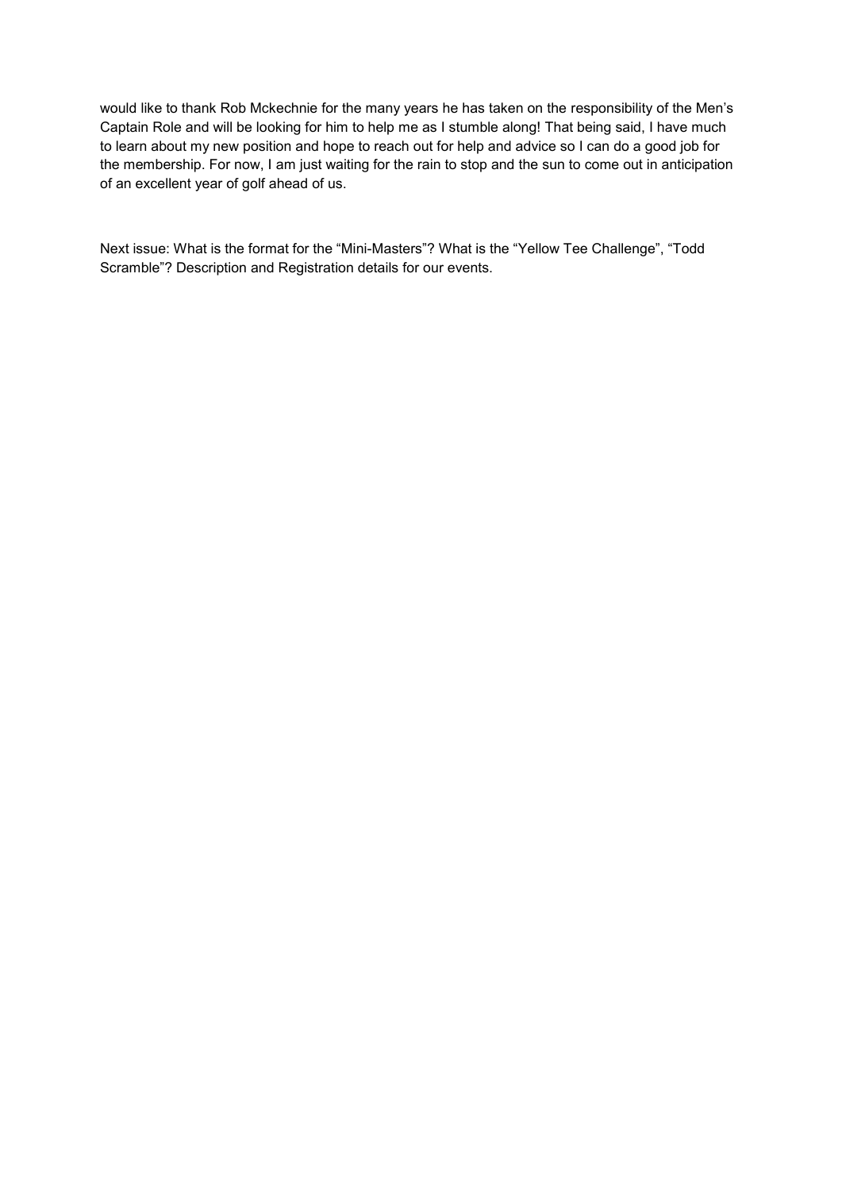would like to thank Rob Mckechnie for the many years he has taken on the responsibility of the Men's Captain Role and will be looking for him to help me as I stumble along! That being said, I have much to learn about my new position and hope to reach out for help and advice so I can do a good job for the membership. For now, I am just waiting for the rain to stop and the sun to come out in anticipation of an excellent year of golf ahead of us.

Next issue: What is the format for the "Mini-Masters"? What is the "Yellow Tee Challenge", "Todd Scramble"? Description and Registration details for our events.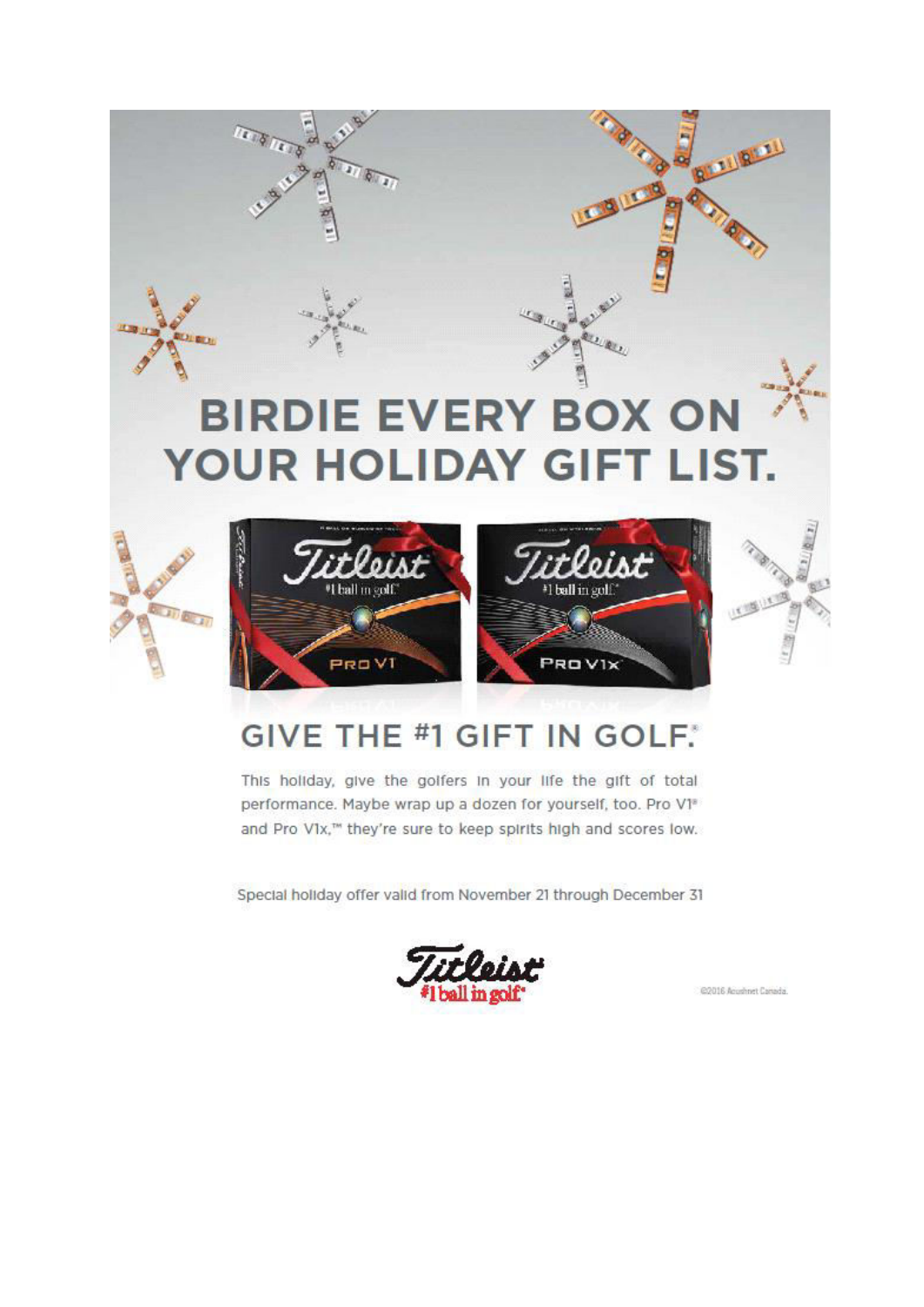# BIRDIE EVERY BOX ON YOUR HOLIDAY GIFT LIST.

## GIVE THE #1 GIFT IN GOLF.®

This holiday, give the golfers in your life the gift of total performance. Maybe wrap up a dozen for yourself, too. Pro V1® and Pro V1x,™ they're sure to keep spirits high and scores low.

Special holiday offer valid from November 21 through December 31

Titleist
#1 ball in golf®

©2016 Acushnet Canada.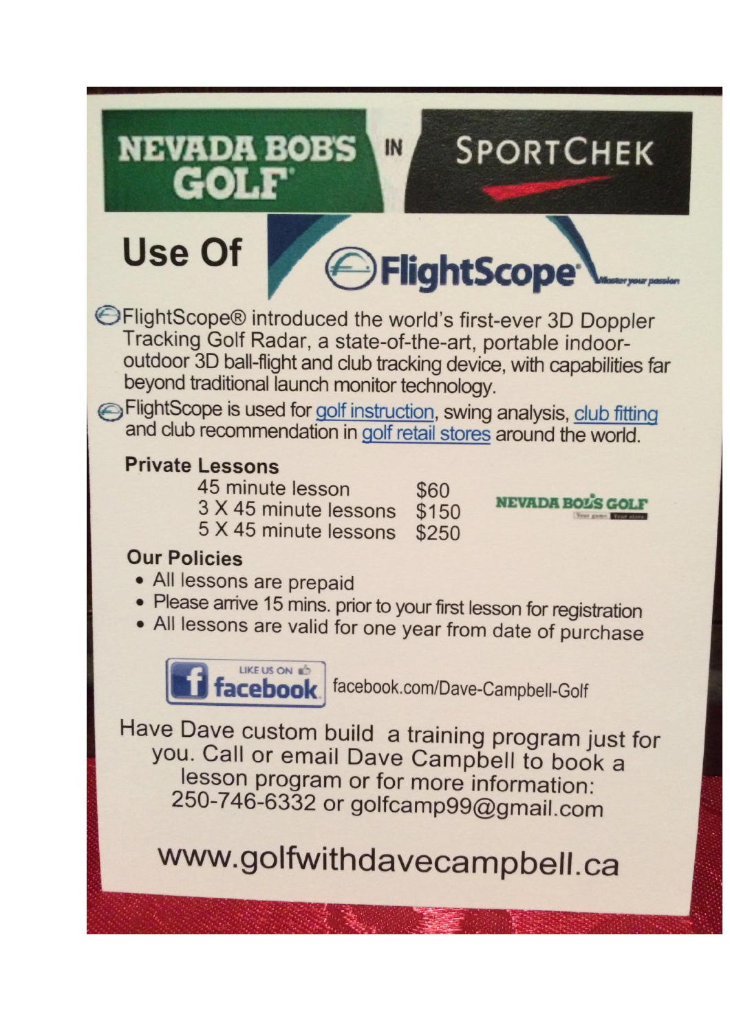# NEVADA BOB'S GOLF IN SPORTCHEK

## Use Of FlightScope

*Master your passion*

FlightScope® introduced the world's first-ever 3D Doppler Tracking Golf Radar, a state-of-the-art, portable indoor-outdoor 3D ball-flight and club tracking device, with capabilities far beyond traditional launch monitor technology.

FlightScope is used for golf instruction, swing analysis, club fitting and club recommendation in golf retail stores around the world.

### Private Lessons

| | |
|---|---|
| 45 minute lesson | $60 |
| 3 X 45 minute lessons | $150 |
| 5 X 45 minute lessons | $250 |

NEVADA BOB'S GOLF
Your game. Your store.

### Our Policies

- All lessons are prepaid
- Please arrive 15 mins. prior to your first lesson for registration
- All lessons are valid for one year from date of purchase

LIKE US ON facebook facebook.com/Dave-Campbell-Golf

Have Dave custom build a training program just for you. Call or email Dave Campbell to book a lesson program or for more information:
250-746-6332 or golfcamp99@gmail.com

www.golfwithdavecampbell.ca